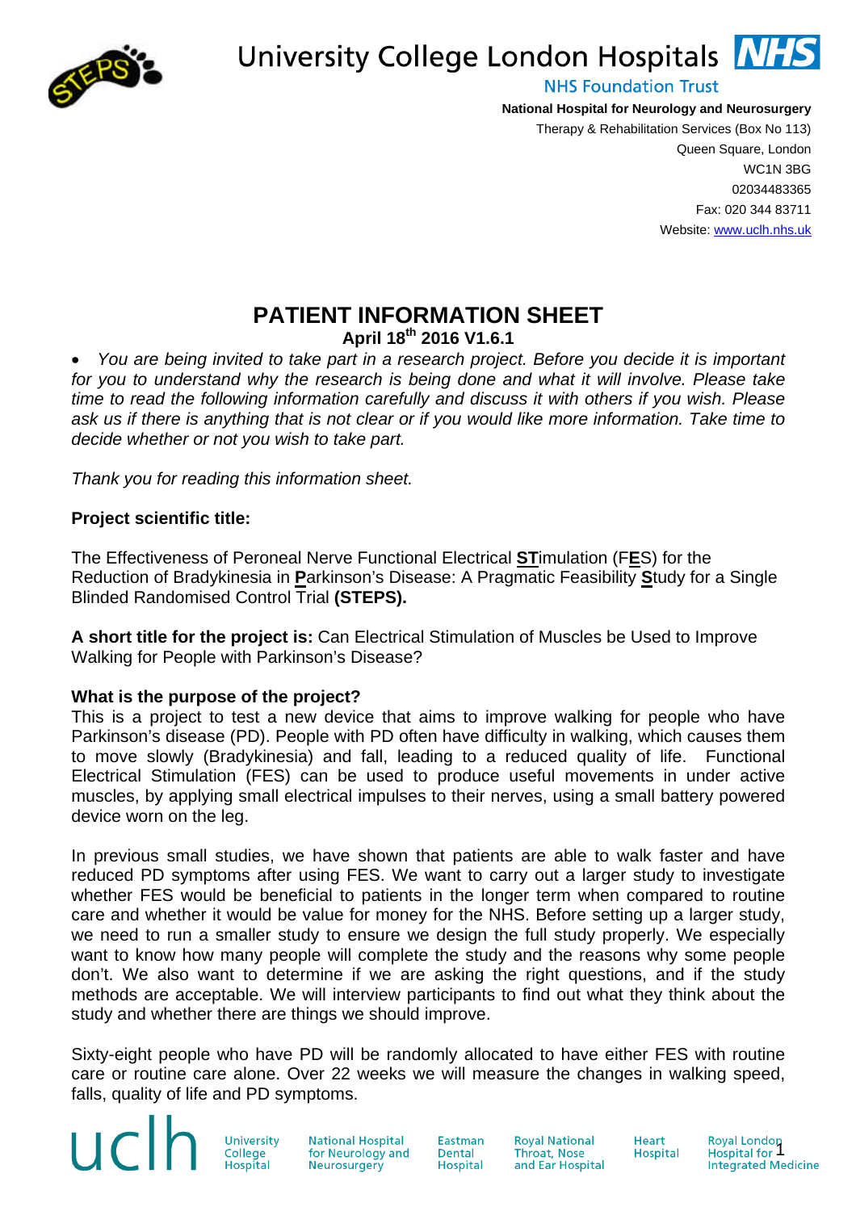University College London Hospitals NHS Foundation Trust

**National Hospital for Neurology and Neurosurgery**
Therapy & Rehabilitation Services (Box No 113)
Queen Square, London
WC1N 3BG
02034483365
Fax: 020 344 83711
Website: www.uclh.nhs.uk

# PATIENT INFORMATION SHEET

**April 18th 2016 V1.6.1**

- *You are being invited to take part in a research project. Before you decide it is important for you to understand why the research is being done and what it will involve. Please take time to read the following information carefully and discuss it with others if you wish. Please ask us if there is anything that is not clear or if you would like more information. Take time to decide whether or not you wish to take part.*

*Thank you for reading this information sheet.*

**Project scientific title:**

The Effectiveness of Peroneal Nerve Functional Electrical **ST**imulation (F**E**S) for the Reduction of Bradykinesia in **P**arkinson's Disease: A Pragmatic Feasibility **S**tudy for a Single Blinded Randomised Control Trial **(STEPS).**

**A short title for the project is:** Can Electrical Stimulation of Muscles be Used to Improve Walking for People with Parkinson's Disease?

**What is the purpose of the project?**

This is a project to test a new device that aims to improve walking for people who have Parkinson's disease (PD). People with PD often have difficulty in walking, which causes them to move slowly (Bradykinesia) and fall, leading to a reduced quality of life. Functional Electrical Stimulation (FES) can be used to produce useful movements in under active muscles, by applying small electrical impulses to their nerves, using a small battery powered device worn on the leg.

In previous small studies, we have shown that patients are able to walk faster and have reduced PD symptoms after using FES. We want to carry out a larger study to investigate whether FES would be beneficial to patients in the longer term when compared to routine care and whether it would be value for money for the NHS. Before setting up a larger study, we need to run a smaller study to ensure we design the full study properly. We especially want to know how many people will complete the study and the reasons why some people don't. We also want to determine if we are asking the right questions, and if the study methods are acceptable. We will interview participants to find out what they think about the study and whether there are things we should improve.

Sixty-eight people who have PD will be randomly allocated to have either FES with routine care or routine care alone. Over 22 weeks we will measure the changes in walking speed, falls, quality of life and PD symptoms.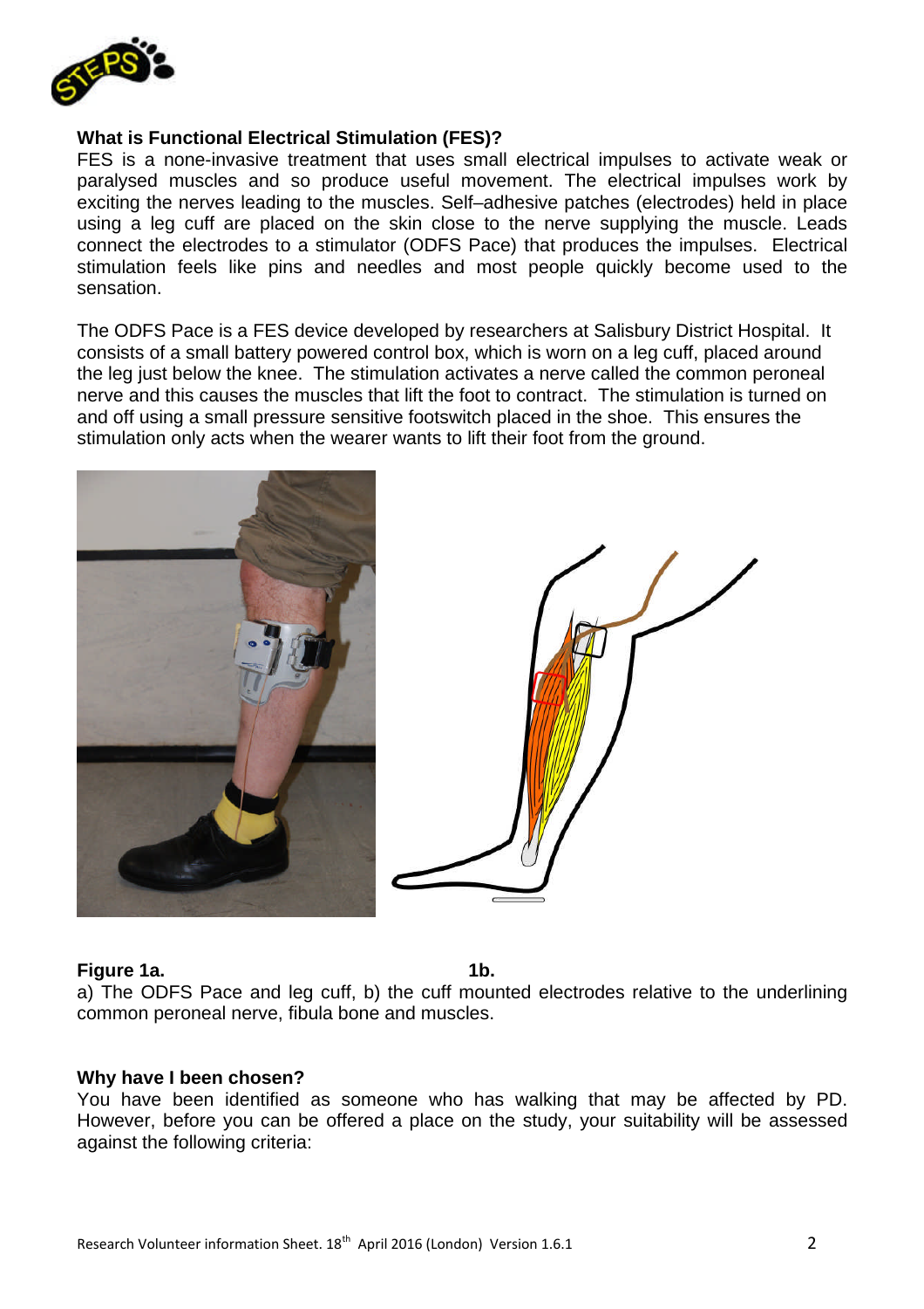### What is Functional Electrical Stimulation (FES)?

FES is a none-invasive treatment that uses small electrical impulses to activate weak or paralysed muscles and so produce useful movement. The electrical impulses work by exciting the nerves leading to the muscles. Self–adhesive patches (electrodes) held in place using a leg cuff are placed on the skin close to the nerve supplying the muscle. Leads connect the electrodes to a stimulator (ODFS Pace) that produces the impulses. Electrical stimulation feels like pins and needles and most people quickly become used to the sensation.

The ODFS Pace is a FES device developed by researchers at Salisbury District Hospital. It consists of a small battery powered control box, which is worn on a leg cuff, placed around the leg just below the knee. The stimulation activates a nerve called the common peroneal nerve and this causes the muscles that lift the foot to contract. The stimulation is turned on and off using a small pressure sensitive footswitch placed in the shoe. This ensures the stimulation only acts when the wearer wants to lift their foot from the ground.

**Figure 1a.** **1b.**

a) The ODFS Pace and leg cuff, b) the cuff mounted electrodes relative to the underlining common peroneal nerve, fibula bone and muscles.

### Why have I been chosen?

You have been identified as someone who has walking that may be affected by PD. However, before you can be offered a place on the study, your suitability will be assessed against the following criteria: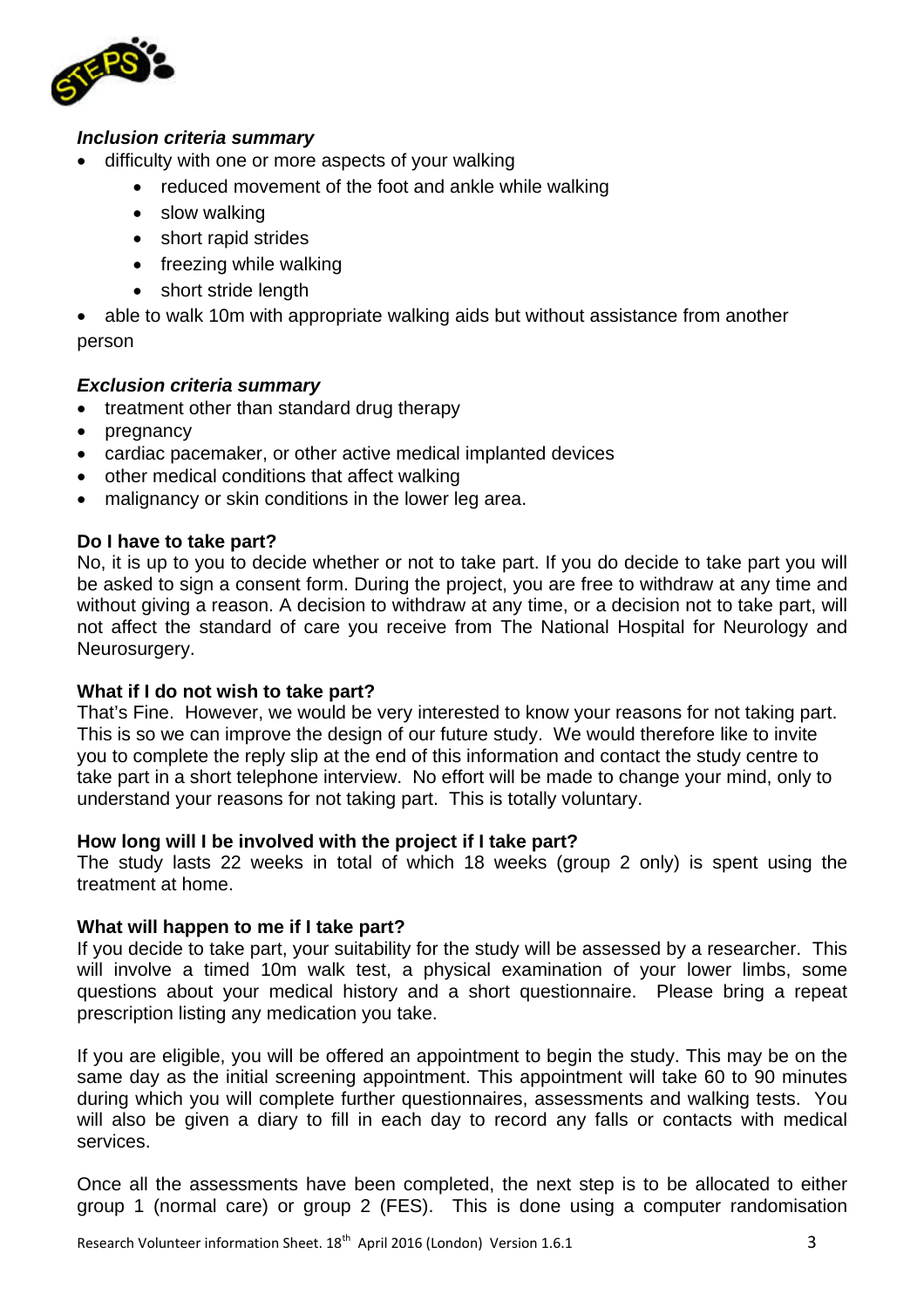***Inclusion criteria summary***

- difficulty with one or more aspects of your walking
    - reduced movement of the foot and ankle while walking
    - slow walking
    - short rapid strides
    - freezing while walking
    - short stride length
- able to walk 10m with appropriate walking aids but without assistance from another person

***Exclusion criteria summary***

- treatment other than standard drug therapy
- pregnancy
- cardiac pacemaker, or other active medical implanted devices
- other medical conditions that affect walking
- malignancy or skin conditions in the lower leg area.

**Do I have to take part?**

No, it is up to you to decide whether or not to take part. If you do decide to take part you will be asked to sign a consent form. During the project, you are free to withdraw at any time and without giving a reason. A decision to withdraw at any time, or a decision not to take part, will not affect the standard of care you receive from The National Hospital for Neurology and Neurosurgery.

**What if I do not wish to take part?**

That's Fine. However, we would be very interested to know your reasons for not taking part. This is so we can improve the design of our future study. We would therefore like to invite you to complete the reply slip at the end of this information and contact the study centre to take part in a short telephone interview. No effort will be made to change your mind, only to understand your reasons for not taking part. This is totally voluntary.

**How long will I be involved with the project if I take part?**

The study lasts 22 weeks in total of which 18 weeks (group 2 only) is spent using the treatment at home.

**What will happen to me if I take part?**

If you decide to take part, your suitability for the study will be assessed by a researcher. This will involve a timed 10m walk test, a physical examination of your lower limbs, some questions about your medical history and a short questionnaire. Please bring a repeat prescription listing any medication you take.

If you are eligible, you will be offered an appointment to begin the study. This may be on the same day as the initial screening appointment. This appointment will take 60 to 90 minutes during which you will complete further questionnaires, assessments and walking tests. You will also be given a diary to fill in each day to record any falls or contacts with medical services.

Once all the assessments have been completed, the next step is to be allocated to either group 1 (normal care) or group 2 (FES). This is done using a computer randomisation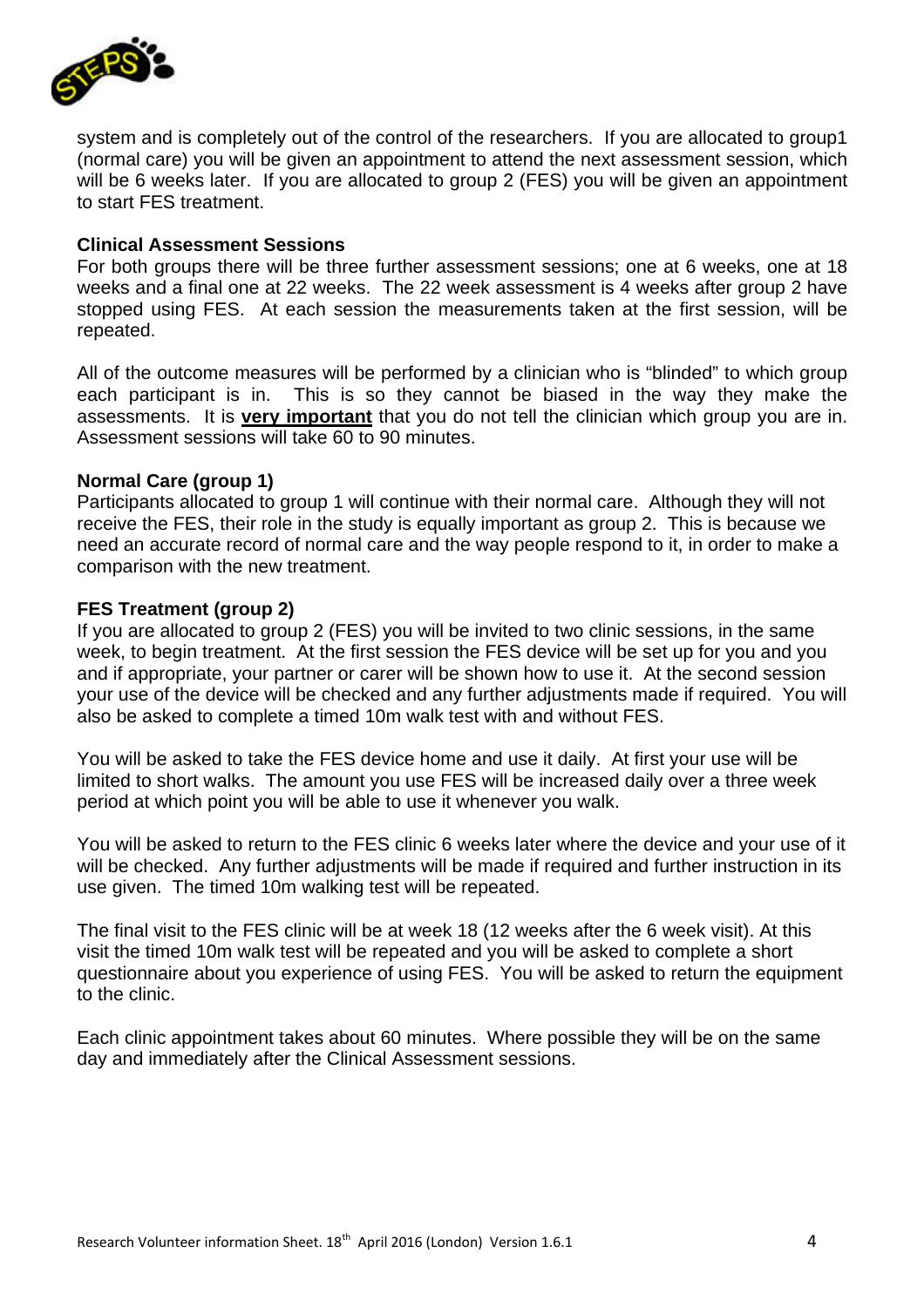system and is completely out of the control of the researchers. If you are allocated to group1 (normal care) you will be given an appointment to attend the next assessment session, which will be 6 weeks later. If you are allocated to group 2 (FES) you will be given an appointment to start FES treatment.

**Clinical Assessment Sessions**

For both groups there will be three further assessment sessions; one at 6 weeks, one at 18 weeks and a final one at 22 weeks. The 22 week assessment is 4 weeks after group 2 have stopped using FES. At each session the measurements taken at the first session, will be repeated.

All of the outcome measures will be performed by a clinician who is "blinded" to which group each participant is in. This is so they cannot be biased in the way they make the assessments. It is **very important** that you do not tell the clinician which group you are in. Assessment sessions will take 60 to 90 minutes.

**Normal Care (group 1)**

Participants allocated to group 1 will continue with their normal care. Although they will not receive the FES, their role in the study is equally important as group 2. This is because we need an accurate record of normal care and the way people respond to it, in order to make a comparison with the new treatment.

**FES Treatment (group 2)**

If you are allocated to group 2 (FES) you will be invited to two clinic sessions, in the same week, to begin treatment. At the first session the FES device will be set up for you and you and if appropriate, your partner or carer will be shown how to use it. At the second session your use of the device will be checked and any further adjustments made if required. You will also be asked to complete a timed 10m walk test with and without FES.

You will be asked to take the FES device home and use it daily. At first your use will be limited to short walks. The amount you use FES will be increased daily over a three week period at which point you will be able to use it whenever you walk.

You will be asked to return to the FES clinic 6 weeks later where the device and your use of it will be checked. Any further adjustments will be made if required and further instruction in its use given. The timed 10m walking test will be repeated.

The final visit to the FES clinic will be at week 18 (12 weeks after the 6 week visit). At this visit the timed 10m walk test will be repeated and you will be asked to complete a short questionnaire about you experience of using FES. You will be asked to return the equipment to the clinic.

Each clinic appointment takes about 60 minutes. Where possible they will be on the same day and immediately after the Clinical Assessment sessions.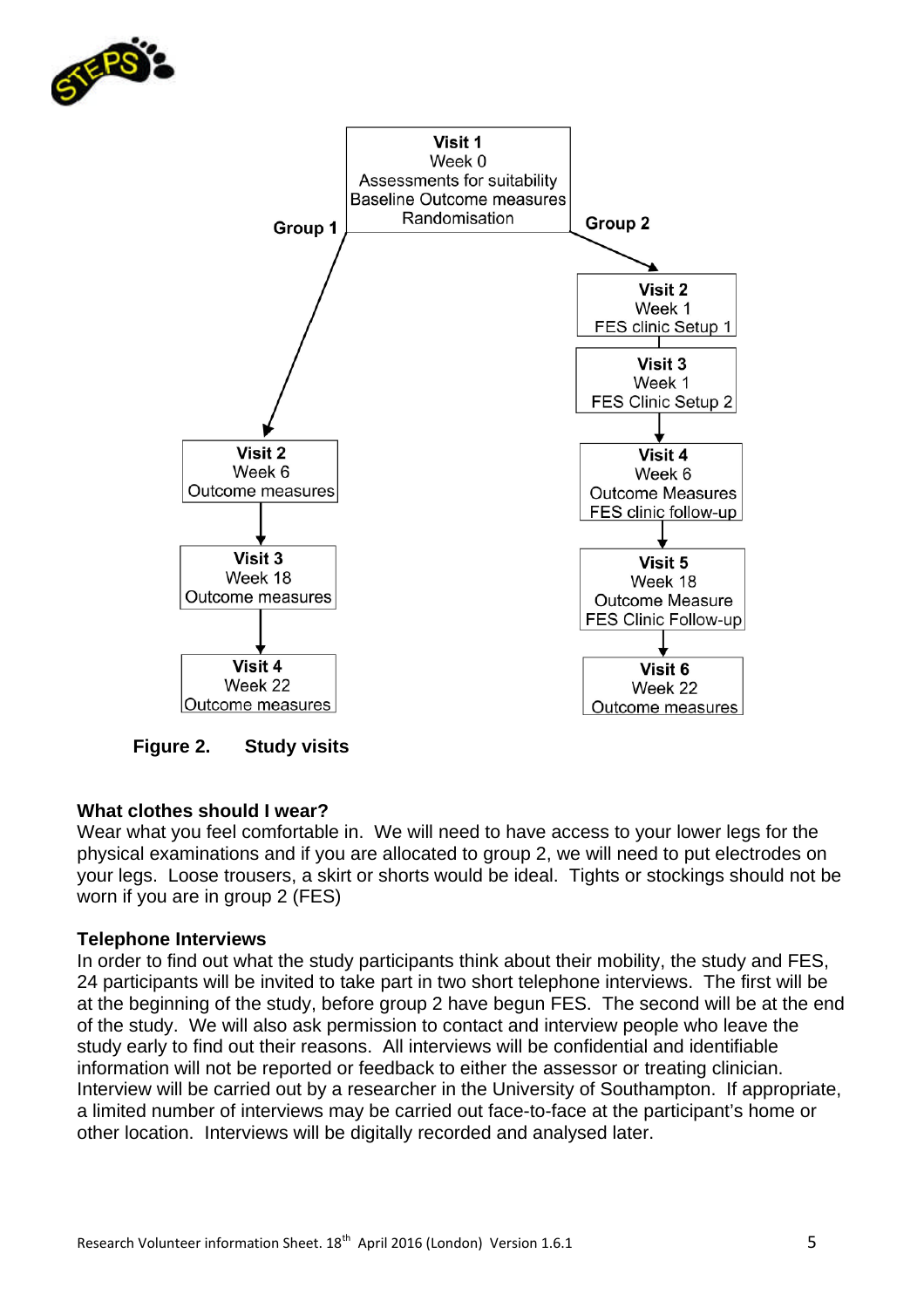Visit 1
Week 0
Assessments for suitability
Baseline Outcome measures
Randomisation

**Group 1**

Visit 2
Week 6
Outcome measures

Visit 3
Week 18
Outcome measures

Visit 4
Week 22
Outcome measures

**Group 2**

Visit 2
Week 1
FES clinic Setup 1

Visit 3
Week 1
FES Clinic Setup 2

Visit 4
Week 6
Outcome Measures
FES clinic follow-up

Visit 5
Week 18
Outcome Measure
FES Clinic Follow-up

Visit 6
Week 22
Outcome measures

**Figure 2. Study visits**

**What clothes should I wear?**

Wear what you feel comfortable in. We will need to have access to your lower legs for the physical examinations and if you are allocated to group 2, we will need to put electrodes on your legs. Loose trousers, a skirt or shorts would be ideal. Tights or stockings should not be worn if you are in group 2 (FES)

**Telephone Interviews**

In order to find out what the study participants think about their mobility, the study and FES, 24 participants will be invited to take part in two short telephone interviews. The first will be at the beginning of the study, before group 2 have begun FES. The second will be at the end of the study. We will also ask permission to contact and interview people who leave the study early to find out their reasons. All interviews will be confidential and identifiable information will not be reported or feedback to either the assessor or treating clinician. Interview will be carried out by a researcher in the University of Southampton. If appropriate, a limited number of interviews may be carried out face-to-face at the participant's home or other location. Interviews will be digitally recorded and analysed later.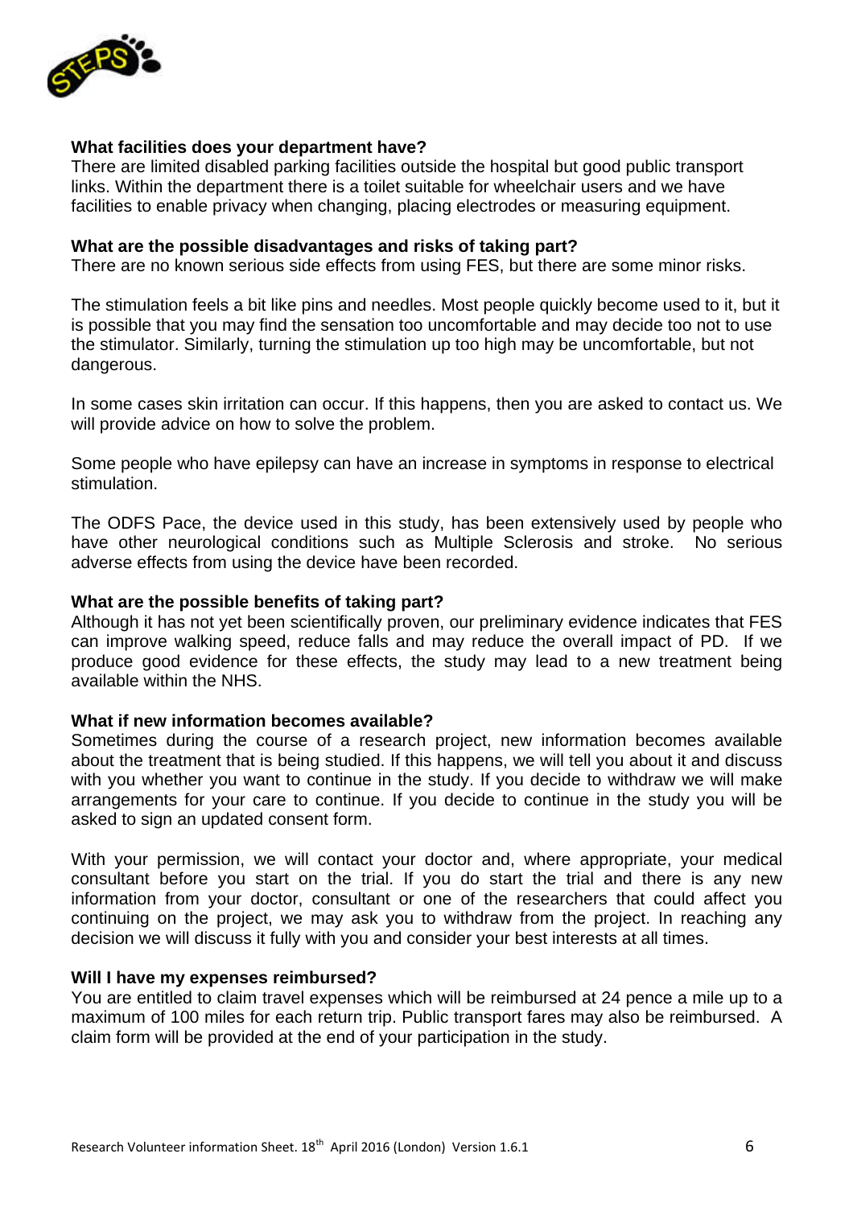**What facilities does your department have?**

There are limited disabled parking facilities outside the hospital but good public transport links. Within the department there is a toilet suitable for wheelchair users and we have facilities to enable privacy when changing, placing electrodes or measuring equipment.

**What are the possible disadvantages and risks of taking part?**

There are no known serious side effects from using FES, but there are some minor risks.

The stimulation feels a bit like pins and needles. Most people quickly become used to it, but it is possible that you may find the sensation too uncomfortable and may decide too not to use the stimulator. Similarly, turning the stimulation up too high may be uncomfortable, but not dangerous.

In some cases skin irritation can occur. If this happens, then you are asked to contact us. We will provide advice on how to solve the problem.

Some people who have epilepsy can have an increase in symptoms in response to electrical stimulation.

The ODFS Pace, the device used in this study, has been extensively used by people who have other neurological conditions such as Multiple Sclerosis and stroke. No serious adverse effects from using the device have been recorded.

**What are the possible benefits of taking part?**

Although it has not yet been scientifically proven, our preliminary evidence indicates that FES can improve walking speed, reduce falls and may reduce the overall impact of PD. If we produce good evidence for these effects, the study may lead to a new treatment being available within the NHS.

**What if new information becomes available?**

Sometimes during the course of a research project, new information becomes available about the treatment that is being studied. If this happens, we will tell you about it and discuss with you whether you want to continue in the study. If you decide to withdraw we will make arrangements for your care to continue. If you decide to continue in the study you will be asked to sign an updated consent form.

With your permission, we will contact your doctor and, where appropriate, your medical consultant before you start on the trial. If you do start the trial and there is any new information from your doctor, consultant or one of the researchers that could affect you continuing on the project, we may ask you to withdraw from the project. In reaching any decision we will discuss it fully with you and consider your best interests at all times.

**Will I have my expenses reimbursed?**

You are entitled to claim travel expenses which will be reimbursed at 24 pence a mile up to a maximum of 100 miles for each return trip. Public transport fares may also be reimbursed. A claim form will be provided at the end of your participation in the study.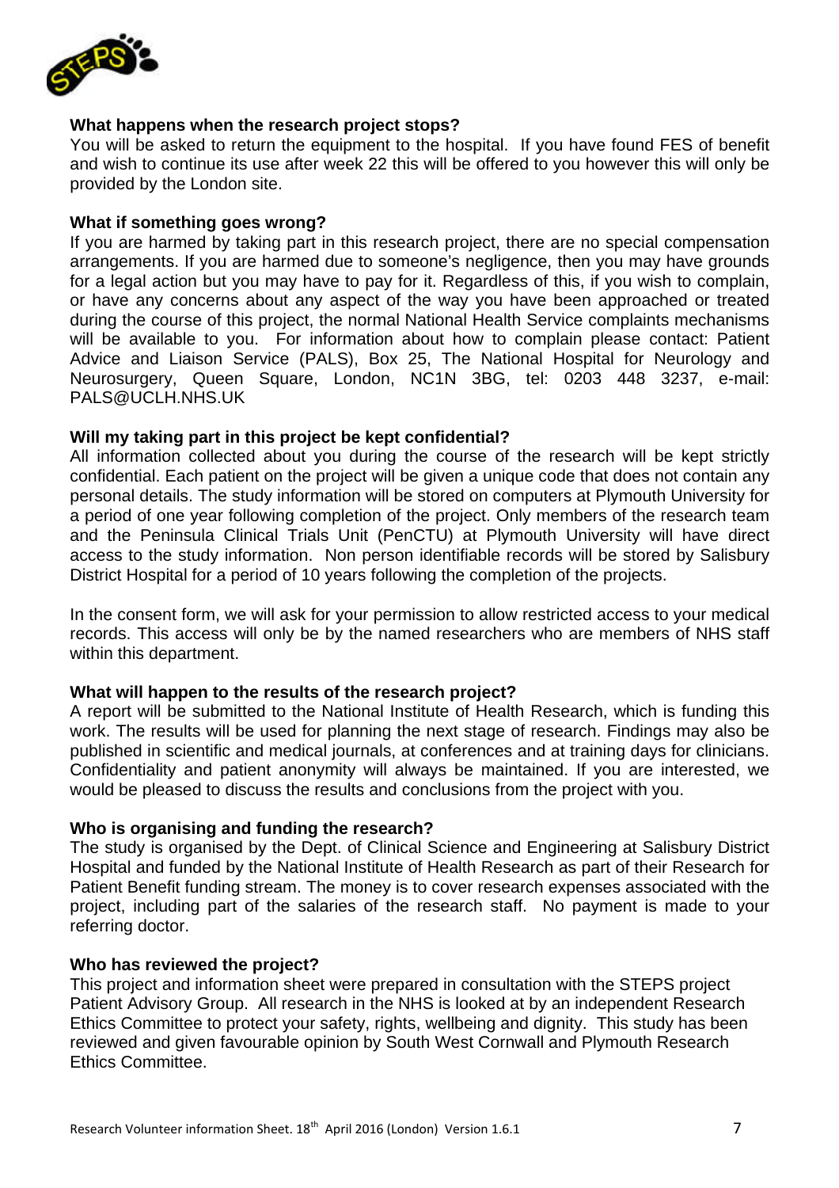**What happens when the research project stops?**

You will be asked to return the equipment to the hospital. If you have found FES of benefit and wish to continue its use after week 22 this will be offered to you however this will only be provided by the London site.

**What if something goes wrong?**

If you are harmed by taking part in this research project, there are no special compensation arrangements. If you are harmed due to someone's negligence, then you may have grounds for a legal action but you may have to pay for it. Regardless of this, if you wish to complain, or have any concerns about any aspect of the way you have been approached or treated during the course of this project, the normal National Health Service complaints mechanisms will be available to you. For information about how to complain please contact: Patient Advice and Liaison Service (PALS), Box 25, The National Hospital for Neurology and Neurosurgery, Queen Square, London, NC1N 3BG, tel: 0203 448 3237, e-mail: PALS@UCLH.NHS.UK

**Will my taking part in this project be kept confidential?**

All information collected about you during the course of the research will be kept strictly confidential. Each patient on the project will be given a unique code that does not contain any personal details. The study information will be stored on computers at Plymouth University for a period of one year following completion of the project. Only members of the research team and the Peninsula Clinical Trials Unit (PenCTU) at Plymouth University will have direct access to the study information. Non person identifiable records will be stored by Salisbury District Hospital for a period of 10 years following the completion of the projects.

In the consent form, we will ask for your permission to allow restricted access to your medical records. This access will only be by the named researchers who are members of NHS staff within this department.

**What will happen to the results of the research project?**

A report will be submitted to the National Institute of Health Research, which is funding this work. The results will be used for planning the next stage of research. Findings may also be published in scientific and medical journals, at conferences and at training days for clinicians. Confidentiality and patient anonymity will always be maintained. If you are interested, we would be pleased to discuss the results and conclusions from the project with you.

**Who is organising and funding the research?**

The study is organised by the Dept. of Clinical Science and Engineering at Salisbury District Hospital and funded by the National Institute of Health Research as part of their Research for Patient Benefit funding stream. The money is to cover research expenses associated with the project, including part of the salaries of the research staff. No payment is made to your referring doctor.

**Who has reviewed the project?**

This project and information sheet were prepared in consultation with the STEPS project Patient Advisory Group. All research in the NHS is looked at by an independent Research Ethics Committee to protect your safety, rights, wellbeing and dignity. This study has been reviewed and given favourable opinion by South West Cornwall and Plymouth Research Ethics Committee.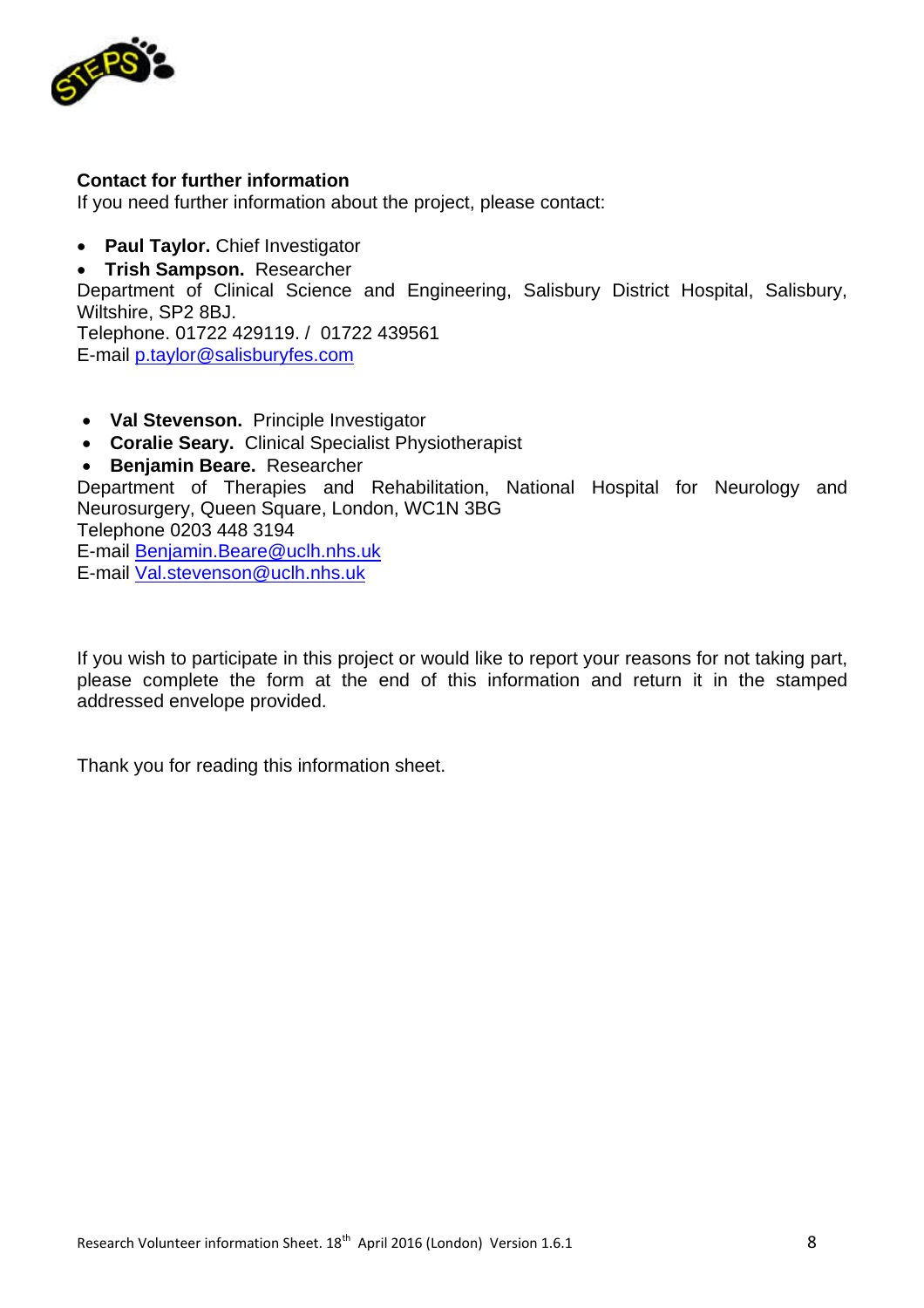**Contact for further information**

If you need further information about the project, please contact:

- **Paul Taylor.** Chief Investigator
- **Trish Sampson.** Researcher

Department of Clinical Science and Engineering, Salisbury District Hospital, Salisbury, Wiltshire, SP2 8BJ.
Telephone. 01722 429119. / 01722 439561
E-mail p.taylor@salisburyfes.com

- **Val Stevenson.** Principle Investigator
- **Coralie Seary.** Clinical Specialist Physiotherapist
- **Benjamin Beare.** Researcher

Department of Therapies and Rehabilitation, National Hospital for Neurology and Neurosurgery, Queen Square, London, WC1N 3BG
Telephone 0203 448 3194
E-mail Benjamin.Beare@uclh.nhs.uk
E-mail Val.stevenson@uclh.nhs.uk

If you wish to participate in this project or would like to report your reasons for not taking part, please complete the form at the end of this information and return it in the stamped addressed envelope provided.

Thank you for reading this information sheet.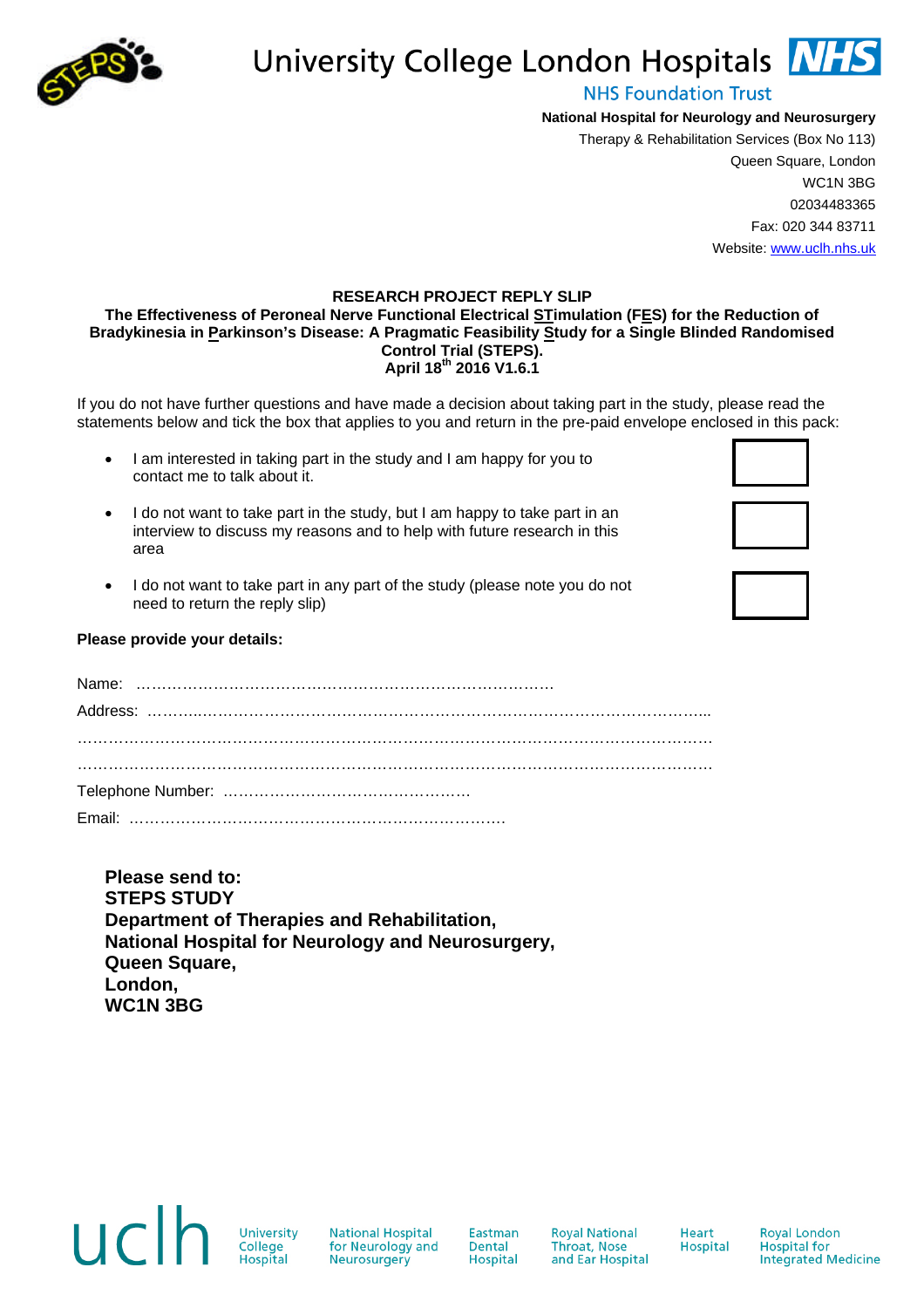University College London Hospitals NHS
NHS Foundation Trust

**National Hospital for Neurology and Neurosurgery**
Therapy & Rehabilitation Services (Box No 113)
Queen Square, London
WC1N 3BG
02034483365
Fax: 020 344 83711
Website: www.uclh.nhs.uk

**RESEARCH PROJECT REPLY SLIP**
**The Effectiveness of Peroneal Nerve Functional Electrical STimulation (FES) for the Reduction of Bradykinesia in Parkinson's Disease: A Pragmatic Feasibility Study for a Single Blinded Randomised Control Trial (STEPS).**
**April 18th 2016 V1.6.1**

If you do not have further questions and have made a decision about taking part in the study, please read the statements below and tick the box that applies to you and return in the pre-paid envelope enclosed in this pack:

- I am interested in taking part in the study and I am happy for you to contact me to talk about it. ☐
- I do not want to take part in the study, but I am happy to take part in an interview to discuss my reasons and to help with future research in this area ☐
- I do not want to take part in any part of the study (please note you do not need to return the reply slip) ☐

**Please provide your details:**

Name: ……………………………………………………………………

Address: ……………………………………………………………………………………………

…………………………………………………………………………………………………………

…………………………………………………………………………………………………………

Telephone Number: …………………………………………

Email: …………………………………………………………………

**Please send to:**
**STEPS STUDY**
**Department of Therapies and Rehabilitation,**
**National Hospital for Neurology and Neurosurgery,**
**Queen Square,**
**London,**
**WC1N 3BG**

uclh — University College Hospital, National Hospital for Neurology and Neurosurgery, Eastman Dental Hospital, Royal National Throat, Nose and Ear Hospital, Heart Hospital, Royal London Hospital for Integrated Medicine